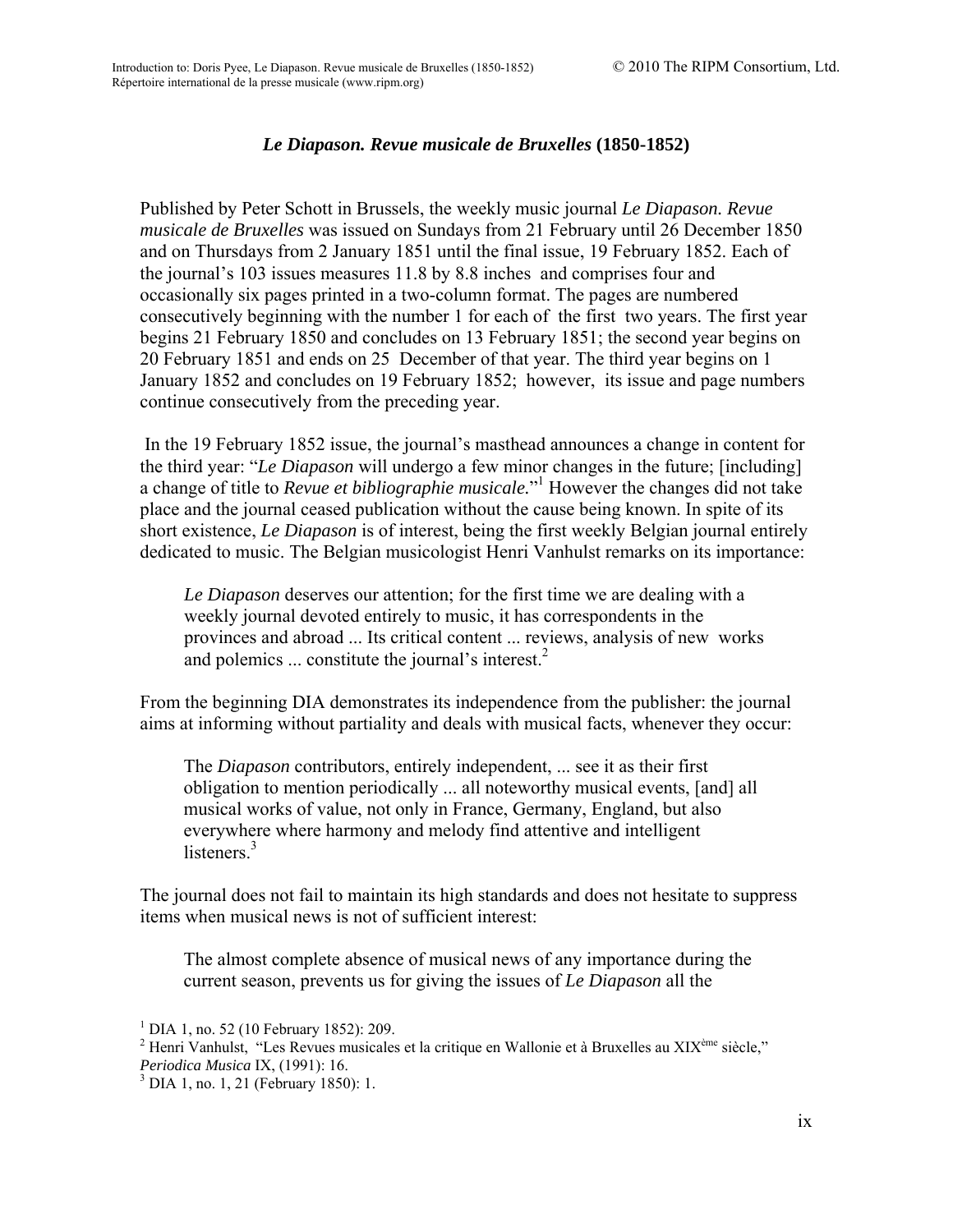## *Le Diapason. Revue musicale de Bruxelles* (1850-1852)

Published by Peter Schott in Brussels, the weekly music journal *Le Diapason. Revue musicale de Bruxelles* was issued on Sundays from 21 February until 26 December 1850 and on Thursdays from 2 January 1851 until the final issue, 19 February 1852. Each of the journal's 103 issues measures 11.8 by 8.8 inches and comprises four and occasionally six pages printed in a two-column format. The pages are numbered consecutively beginning with the number 1 for each of the first two years. The first year begins 21 February 1850 and concludes on 13 February 1851; the second year begins on 20 February 1851 and ends on 25 December of that year. The third year begins on 1 January 1852 and concludes on 19 February 1852; however, its issue and page numbers continue consecutively from the preceding year.

In the 19 February 1852 issue, the journal's masthead announces a change in content for the third year: "*Le Diapason* will undergo a few minor changes in the future; [including] a change of title to *Revue et bibliographie musicale.*"[1] However the changes did not take place and the journal ceased publication without the cause being known. In spite of its short existence, *Le Diapason* is of interest, being the first weekly Belgian journal entirely dedicated to music. The Belgian musicologist Henri Vanhulst remarks on its importance:

> *Le Diapason* deserves our attention; for the first time we are dealing with a weekly journal devoted entirely to music, it has correspondents in the provinces and abroad ... Its critical content ... reviews, analysis of new works and polemics ... constitute the journal's interest.[2]

From the beginning DIA demonstrates its independence from the publisher: the journal aims at informing without partiality and deals with musical facts, whenever they occur:

> The *Diapason* contributors, entirely independent, ... see it as their first obligation to mention periodically ... all noteworthy musical events, [and] all musical works of value, not only in France, Germany, England, but also everywhere where harmony and melody find attentive and intelligent listeners.[3]

The journal does not fail to maintain its high standards and does not hesitate to suppress items when musical news is not of sufficient interest:

> The almost complete absence of musical news of any importance during the current season, prevents us for giving the issues of *Le Diapason* all the

---

[1] DIA 1, no. 52 (10 February 1852): 209.

[2] Henri Vanhulst, "Les Revues musicales et la critique en Wallonie et à Bruxelles au XIXème siècle," *Periodica Musica* IX, (1991): 16.

[3] DIA 1, no. 1, 21 (February 1850): 1.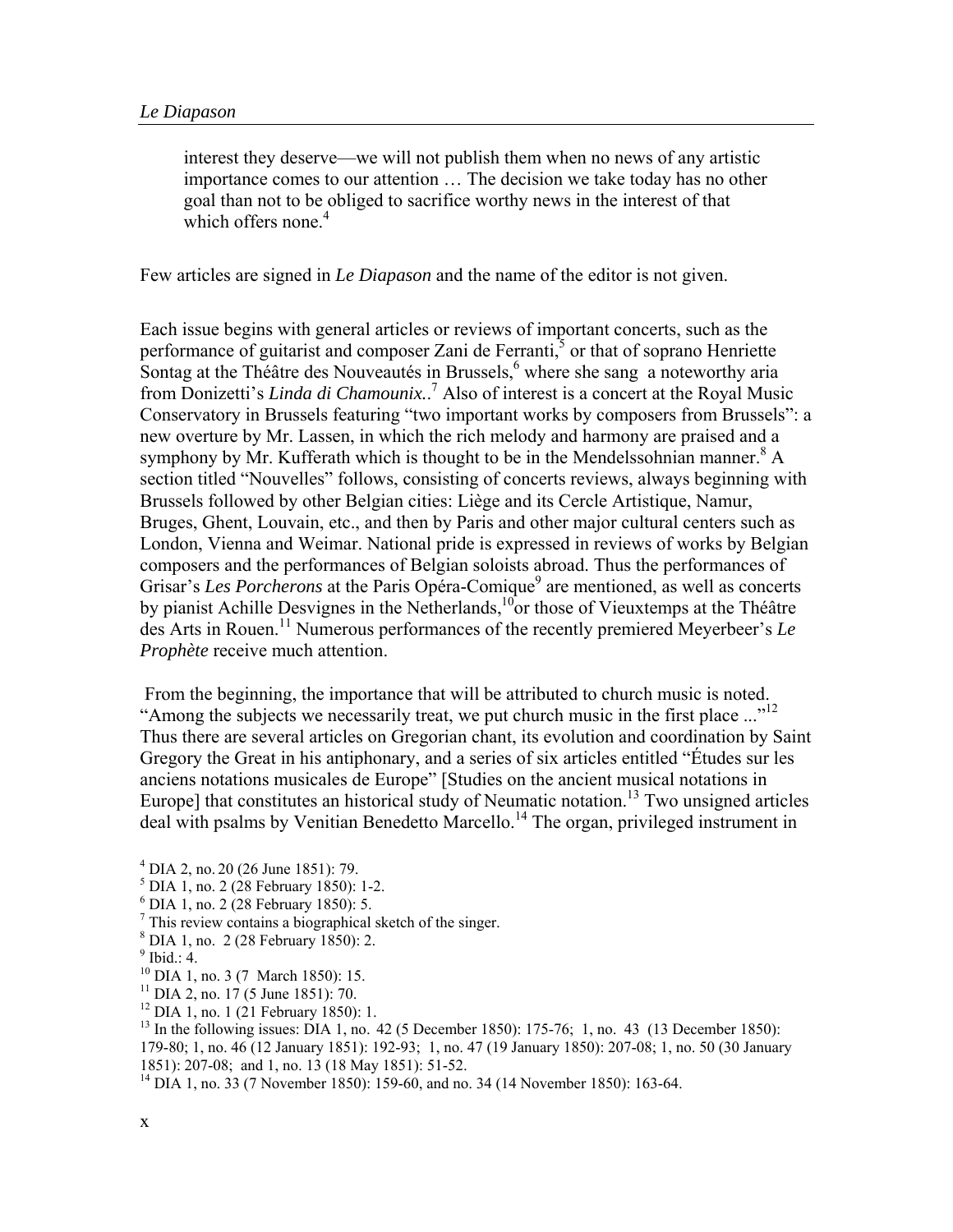> interest they deserve—we will not publish them when no news of any artistic importance comes to our attention … The decision we take today has no other goal than not to be obliged to sacrifice worthy news in the interest of that which offers none.[4]

Few articles are signed in *Le Diapason* and the name of the editor is not given.

Each issue begins with general articles or reviews of important concerts, such as the performance of guitarist and composer Zani de Ferranti,[5] or that of soprano Henriette Sontag at the Théâtre des Nouveautés in Brussels,[6] where she sang a noteworthy aria from Donizetti's *Linda di Chamounix.*.[7] Also of interest is a concert at the Royal Music Conservatory in Brussels featuring "two important works by composers from Brussels": a new overture by Mr. Lassen, in which the rich melody and harmony are praised and a symphony by Mr. Kufferath which is thought to be in the Mendelssohnian manner.[8] A section titled "Nouvelles" follows, consisting of concerts reviews, always beginning with Brussels followed by other Belgian cities: Liège and its Cercle Artistique, Namur, Bruges, Ghent, Louvain, etc., and then by Paris and other major cultural centers such as London, Vienna and Weimar. National pride is expressed in reviews of works by Belgian composers and the performances of Belgian soloists abroad. Thus the performances of Grisar's *Les Porcherons* at the Paris Opéra-Comique[9] are mentioned, as well as concerts by pianist Achille Desvignes in the Netherlands,[10] or those of Vieuxtemps at the Théâtre des Arts in Rouen.[11] Numerous performances of the recently premiered Meyerbeer's *Le Prophète* receive much attention.

From the beginning, the importance that will be attributed to church music is noted. "Among the subjects we necessarily treat, we put church music in the first place ..."[12] Thus there are several articles on Gregorian chant, its evolution and coordination by Saint Gregory the Great in his antiphonary, and a series of six articles entitled "Études sur les anciens notations musicales de Europe" [Studies on the ancient musical notations in Europe] that constitutes an historical study of Neumatic notation.[13] Two unsigned articles deal with psalms by Venitian Benedetto Marcello.[14] The organ, privileged instrument in

[4] DIA 2, no. 20 (26 June 1851): 79.
[5] DIA 1, no. 2 (28 February 1850): 1-2.
[6] DIA 1, no. 2 (28 February 1850): 5.
[7] This review contains a biographical sketch of the singer.
[8] DIA 1, no. 2 (28 February 1850): 2.
[9] Ibid.: 4.
[10] DIA 1, no. 3 (7 March 1850): 15.
[11] DIA 2, no. 17 (5 June 1851): 70.
[12] DIA 1, no. 1 (21 February 1850): 1.
[13] In the following issues: DIA 1, no. 42 (5 December 1850): 175-76; 1, no. 43 (13 December 1850): 179-80; 1, no. 46 (12 January 1851): 192-93; 1, no. 47 (19 January 1850): 207-08; 1, no. 50 (30 January 1851): 207-08; and 1, no. 13 (18 May 1851): 51-52.
[14] DIA 1, no. 33 (7 November 1850): 159-60, and no. 34 (14 November 1850): 163-64.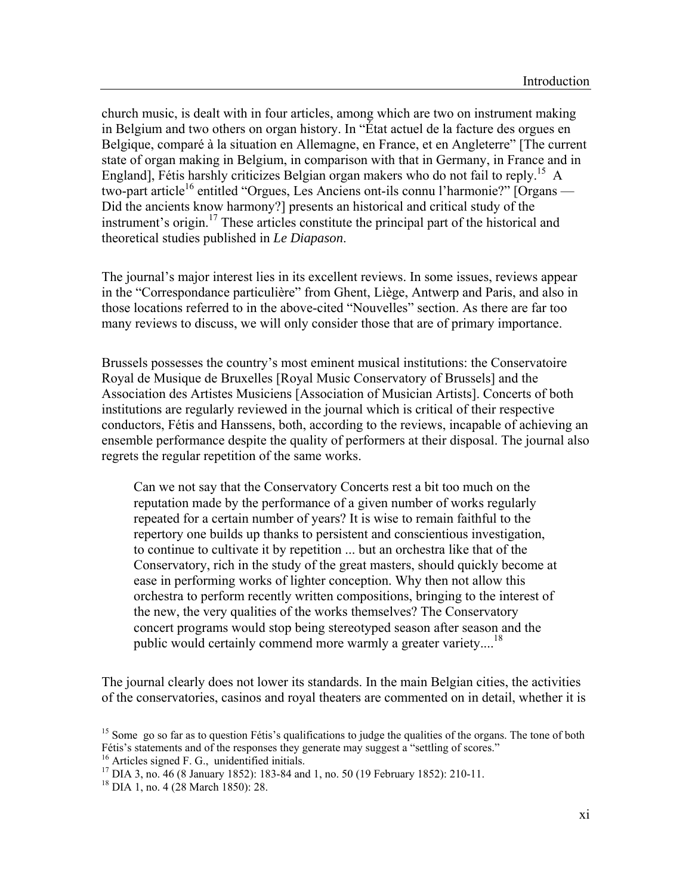church music, is dealt with in four articles, among which are two on instrument making in Belgium and two others on organ history. In "État actuel de la facture des orgues en Belgique, comparé à la situation en Allemagne, en France, et en Angleterre" [The current state of organ making in Belgium, in comparison with that in Germany, in France and in England], Fétis harshly criticizes Belgian organ makers who do not fail to reply.[15] A two-part article[16] entitled "Orgues, Les Anciens ont-ils connu l'harmonie?" [Organs — Did the ancients know harmony?] presents an historical and critical study of the instrument's origin.[17] These articles constitute the principal part of the historical and theoretical studies published in *Le Diapason*.

The journal's major interest lies in its excellent reviews. In some issues, reviews appear in the "Correspondance particulière" from Ghent, Liège, Antwerp and Paris, and also in those locations referred to in the above-cited "Nouvelles" section. As there are far too many reviews to discuss, we will only consider those that are of primary importance.

Brussels possesses the country's most eminent musical institutions: the Conservatoire Royal de Musique de Bruxelles [Royal Music Conservatory of Brussels] and the Association des Artistes Musiciens [Association of Musician Artists]. Concerts of both institutions are regularly reviewed in the journal which is critical of their respective conductors, Fétis and Hanssens, both, according to the reviews, incapable of achieving an ensemble performance despite the quality of performers at their disposal. The journal also regrets the regular repetition of the same works.

> Can we not say that the Conservatory Concerts rest a bit too much on the reputation made by the performance of a given number of works regularly repeated for a certain number of years? It is wise to remain faithful to the repertory one builds up thanks to persistent and conscientious investigation, to continue to cultivate it by repetition ... but an orchestra like that of the Conservatory, rich in the study of the great masters, should quickly become at ease in performing works of lighter conception. Why then not allow this orchestra to perform recently written compositions, bringing to the interest of the new, the very qualities of the works themselves? The Conservatory concert programs would stop being stereotyped season after season and the public would certainly commend more warmly a greater variety....[18]

The journal clearly does not lower its standards. In the main Belgian cities, the activities of the conservatories, casinos and royal theaters are commented on in detail, whether it is

[15] Some go so far as to question Fétis's qualifications to judge the qualities of the organs. The tone of both Fétis's statements and of the responses they generate may suggest a "settling of scores."

[16] Articles signed F. G., unidentified initials.

[17] DIA 3, no. 46 (8 January 1852): 183-84 and 1, no. 50 (19 February 1852): 210-11.

[18] DIA 1, no. 4 (28 March 1850): 28.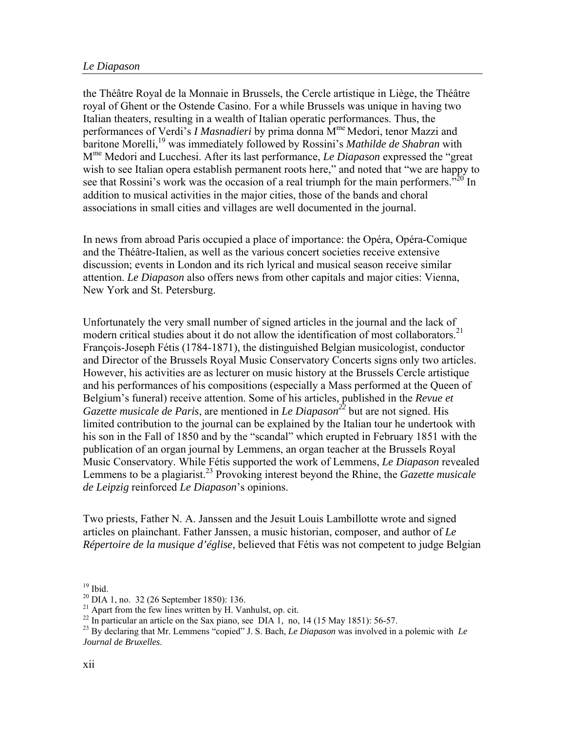the Théâtre Royal de la Monnaie in Brussels, the Cercle artistique in Liège, the Théâtre royal of Ghent or the Ostende Casino. For a while Brussels was unique in having two Italian theaters, resulting in a wealth of Italian operatic performances. Thus, the performances of Verdi's *I Masnadieri* by prima donna M^me^ Medori, tenor Mazzi and baritone Morelli,[19] was immediately followed by Rossini's *Mathilde de Shabran* with M^me^ Medori and Lucchesi. After its last performance, *Le Diapason* expressed the "great wish to see Italian opera establish permanent roots here," and noted that "we are happy to see that Rossini's work was the occasion of a real triumph for the main performers."[20] In addition to musical activities in the major cities, those of the bands and choral associations in small cities and villages are well documented in the journal.

In news from abroad Paris occupied a place of importance: the Opéra, Opéra-Comique and the Théâtre-Italien, as well as the various concert societies receive extensive discussion; events in London and its rich lyrical and musical season receive similar attention. *Le Diapason* also offers news from other capitals and major cities: Vienna, New York and St. Petersburg.

Unfortunately the very small number of signed articles in the journal and the lack of modern critical studies about it do not allow the identification of most collaborators.[21] François-Joseph Fétis (1784-1871), the distinguished Belgian musicologist, conductor and Director of the Brussels Royal Music Conservatory Concerts signs only two articles. However, his activities are as lecturer on music history at the Brussels Cercle artistique and his performances of his compositions (especially a Mass performed at the Queen of Belgium's funeral) receive attention. Some of his articles, published in the *Revue et Gazette musicale de Paris*, are mentioned in *Le Diapason*[22] but are not signed. His limited contribution to the journal can be explained by the Italian tour he undertook with his son in the Fall of 1850 and by the "scandal" which erupted in February 1851 with the publication of an organ journal by Lemmens, an organ teacher at the Brussels Royal Music Conservatory. While Fétis supported the work of Lemmens, *Le Diapason* revealed Lemmens to be a plagiarist.[23] Provoking interest beyond the Rhine, the *Gazette musicale de Leipzig* reinforced *Le Diapason*'s opinions.

Two priests, Father N. A. Janssen and the Jesuit Louis Lambillotte wrote and signed articles on plainchant. Father Janssen, a music historian, composer, and author of *Le Répertoire de la musique d'église*, believed that Fétis was not competent to judge Belgian

[19] Ibid.
[20] DIA 1, no. 32 (26 September 1850): 136.
[21] Apart from the few lines written by H. Vanhulst, op. cit.
[22] In particular an article on the Sax piano, see DIA 1, no, 14 (15 May 1851): 56-57.
[23] By declaring that Mr. Lemmens "copied" J. S. Bach, *Le Diapason* was involved in a polemic with *Le Journal de Bruxelles*.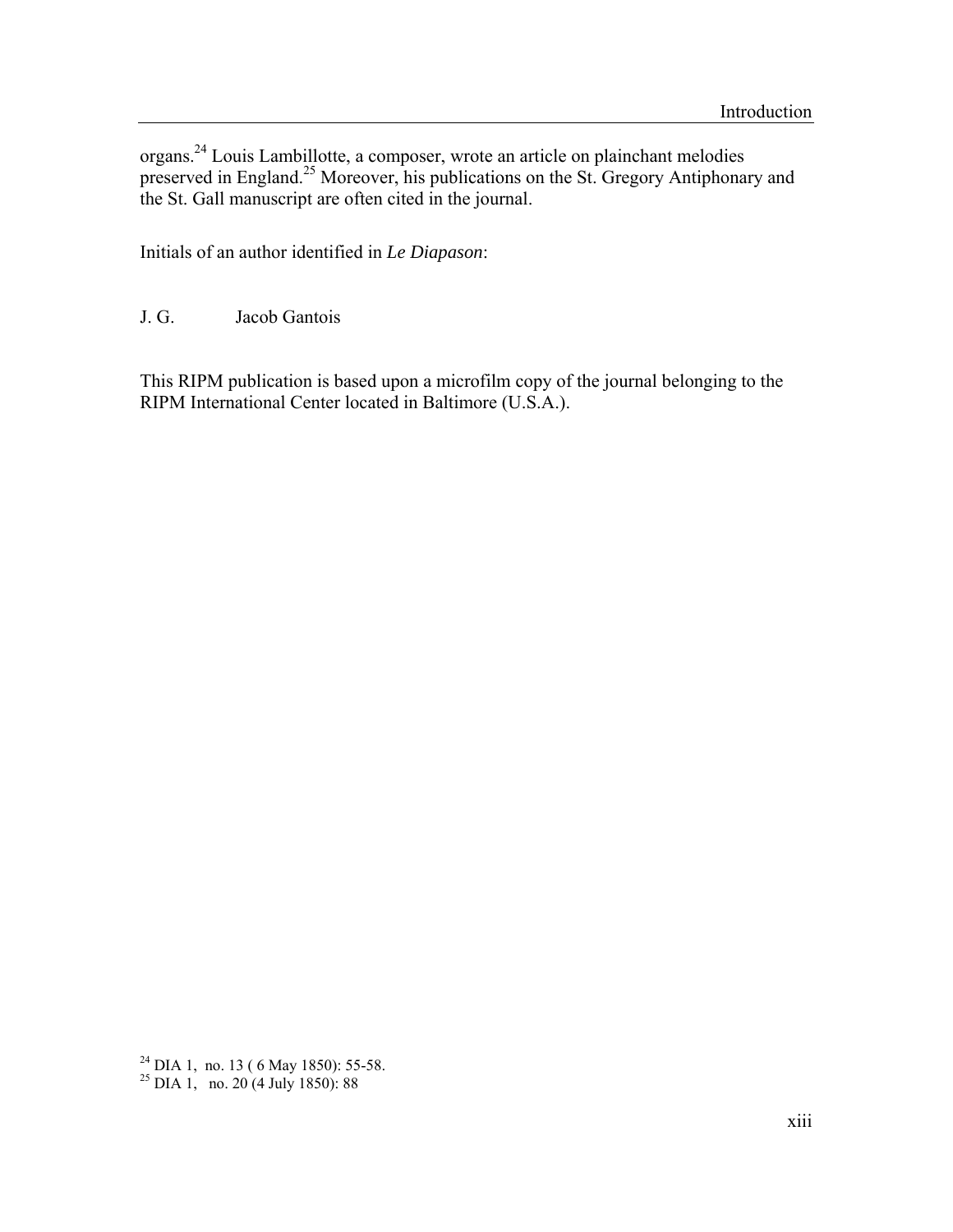organs.[24] Louis Lambillotte, a composer, wrote an article on plainchant melodies preserved in England.[25] Moreover, his publications on the St. Gregory Antiphonary and the St. Gall manuscript are often cited in the journal.

Initials of an author identified in *Le Diapason*:

J. G. Jacob Gantois

This RIPM publication is based upon a microfilm copy of the journal belonging to the RIPM International Center located in Baltimore (U.S.A.).

[24] DIA 1, no. 13 ( 6 May 1850): 55-58.
[25] DIA 1, no. 20 (4 July 1850): 88